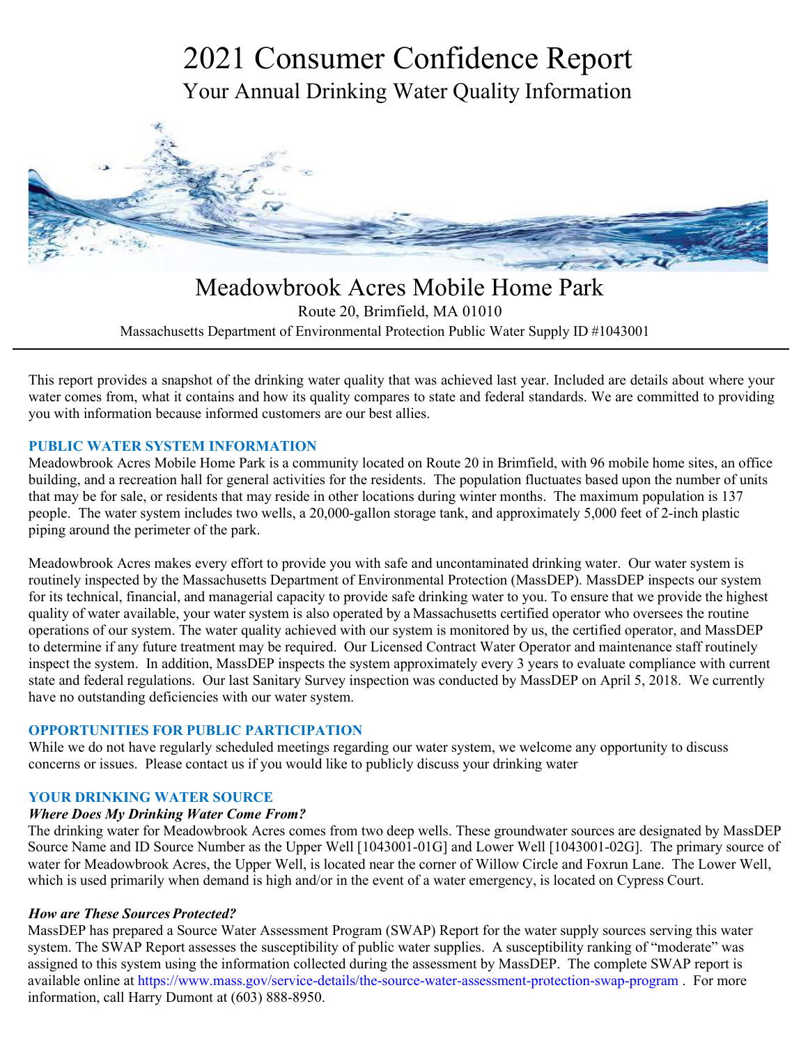# 2021 Consumer Confidence Report

## Your Annual Drinking Water Quality Information

## Meadowbrook Acres Mobile Home Park

Route 20, Brimfield, MA 01010

Massachusetts Department of Environmental Protection Public Water Supply ID #1043001

---

This report provides a snapshot of the drinking water quality that was achieved last year. Included are details about where your water comes from, what it contains and how its quality compares to state and federal standards. We are committed to providing you with information because informed customers are our best allies.

### PUBLIC WATER SYSTEM INFORMATION

Meadowbrook Acres Mobile Home Park is a community located on Route 20 in Brimfield, with 96 mobile home sites, an office building, and a recreation hall for general activities for the residents. The population fluctuates based upon the number of units that may be for sale, or residents that may reside in other locations during winter months. The maximum population is 137 people. The water system includes two wells, a 20,000-gallon storage tank, and approximately 5,000 feet of 2-inch plastic piping around the perimeter of the park.

Meadowbrook Acres makes every effort to provide you with safe and uncontaminated drinking water. Our water system is routinely inspected by the Massachusetts Department of Environmental Protection (MassDEP). MassDEP inspects our system for its technical, financial, and managerial capacity to provide safe drinking water to you. To ensure that we provide the highest quality of water available, your water system is also operated by a Massachusetts certified operator who oversees the routine operations of our system. The water quality achieved with our system is monitored by us, the certified operator, and MassDEP to determine if any future treatment may be required. Our Licensed Contract Water Operator and maintenance staff routinely inspect the system. In addition, MassDEP inspects the system approximately every 3 years to evaluate compliance with current state and federal regulations. Our last Sanitary Survey inspection was conducted by MassDEP on April 5, 2018. We currently have no outstanding deficiencies with our water system.

### OPPORTUNITIES FOR PUBLIC PARTICIPATION

While we do not have regularly scheduled meetings regarding our water system, we welcome any opportunity to discuss concerns or issues. Please contact us if you would like to publicly discuss your drinking water

### YOUR DRINKING WATER SOURCE

***Where Does My Drinking Water Come From?***

The drinking water for Meadowbrook Acres comes from two deep wells. These groundwater sources are designated by MassDEP Source Name and ID Source Number as the Upper Well [1043001-01G] and Lower Well [1043001-02G]. The primary source of water for Meadowbrook Acres, the Upper Well, is located near the corner of Willow Circle and Foxrun Lane. The Lower Well, which is used primarily when demand is high and/or in the event of a water emergency, is located on Cypress Court.

***How are These Sources Protected?***

MassDEP has prepared a Source Water Assessment Program (SWAP) Report for the water supply sources serving this water system. The SWAP Report assesses the susceptibility of public water supplies. A susceptibility ranking of "moderate" was assigned to this system using the information collected during the assessment by MassDEP. The complete SWAP report is available online at https://www.mass.gov/service-details/the-source-water-assessment-protection-swap-program . For more information, call Harry Dumont at (603) 888-8950.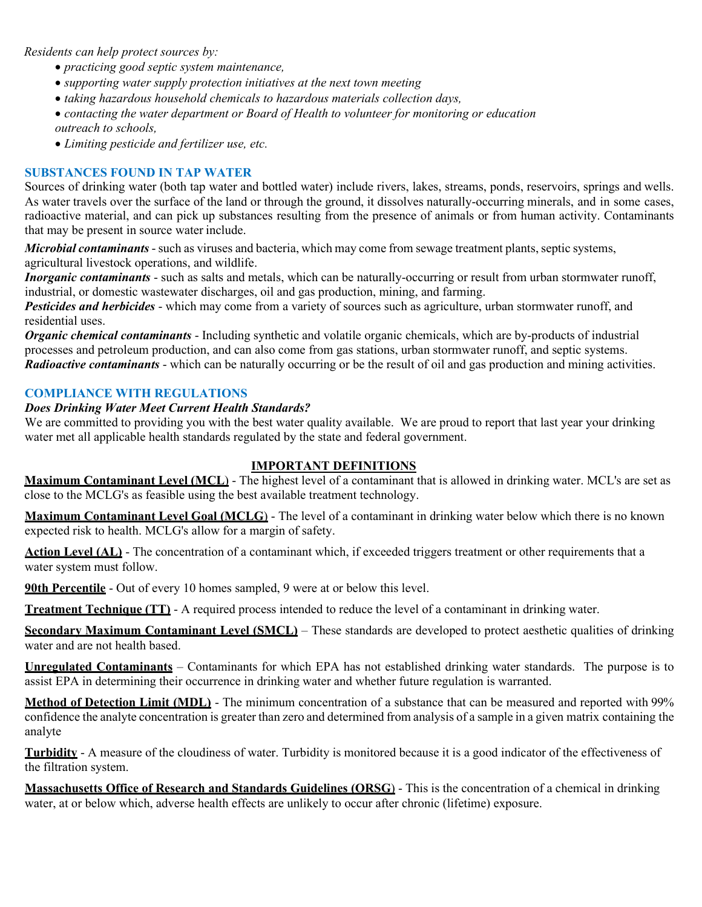*Residents can help protect sources by:*

- *practicing good septic system maintenance,*
- *supporting water supply protection initiatives at the next town meeting*
- *taking hazardous household chemicals to hazardous materials collection days,*
- *contacting the water department or Board of Health to volunteer for monitoring or education outreach to schools,*
- *Limiting pesticide and fertilizer use, etc.*

## SUBSTANCES FOUND IN TAP WATER

Sources of drinking water (both tap water and bottled water) include rivers, lakes, streams, ponds, reservoirs, springs and wells. As water travels over the surface of the land or through the ground, it dissolves naturally-occurring minerals, and in some cases, radioactive material, and can pick up substances resulting from the presence of animals or from human activity. Contaminants that may be present in source water include.

***Microbial contaminants*** - such as viruses and bacteria, which may come from sewage treatment plants, septic systems, agricultural livestock operations, and wildlife.

***Inorganic contaminants*** - such as salts and metals, which can be naturally-occurring or result from urban stormwater runoff, industrial, or domestic wastewater discharges, oil and gas production, mining, and farming.

***Pesticides and herbicides*** - which may come from a variety of sources such as agriculture, urban stormwater runoff, and residential uses.

***Organic chemical contaminants*** - Including synthetic and volatile organic chemicals, which are by-products of industrial processes and petroleum production, and can also come from gas stations, urban stormwater runoff, and septic systems.

***Radioactive contaminants*** - which can be naturally occurring or be the result of oil and gas production and mining activities.

## COMPLIANCE WITH REGULATIONS

***Does Drinking Water Meet Current Health Standards?***

We are committed to providing you with the best water quality available. We are proud to report that last year your drinking water met all applicable health standards regulated by the state and federal government.

## IMPORTANT DEFINITIONS

**Maximum Contaminant Level (MCL)** - The highest level of a contaminant that is allowed in drinking water. MCL's are set as close to the MCLG's as feasible using the best available treatment technology.

**Maximum Contaminant Level Goal (MCLG)** - The level of a contaminant in drinking water below which there is no known expected risk to health. MCLG's allow for a margin of safety.

**Action Level (AL)** - The concentration of a contaminant which, if exceeded triggers treatment or other requirements that a water system must follow.

**90th Percentile** - Out of every 10 homes sampled, 9 were at or below this level.

**Treatment Technique (TT)** - A required process intended to reduce the level of a contaminant in drinking water.

**Secondary Maximum Contaminant Level (SMCL)** – These standards are developed to protect aesthetic qualities of drinking water and are not health based.

**Unregulated Contaminants** – Contaminants for which EPA has not established drinking water standards. The purpose is to assist EPA in determining their occurrence in drinking water and whether future regulation is warranted.

**Method of Detection Limit (MDL)** - The minimum concentration of a substance that can be measured and reported with 99% confidence the analyte concentration is greater than zero and determined from analysis of a sample in a given matrix containing the analyte

**Turbidity** - A measure of the cloudiness of water. Turbidity is monitored because it is a good indicator of the effectiveness of the filtration system.

**Massachusetts Office of Research and Standards Guidelines (ORSG)** - This is the concentration of a chemical in drinking water, at or below which, adverse health effects are unlikely to occur after chronic (lifetime) exposure.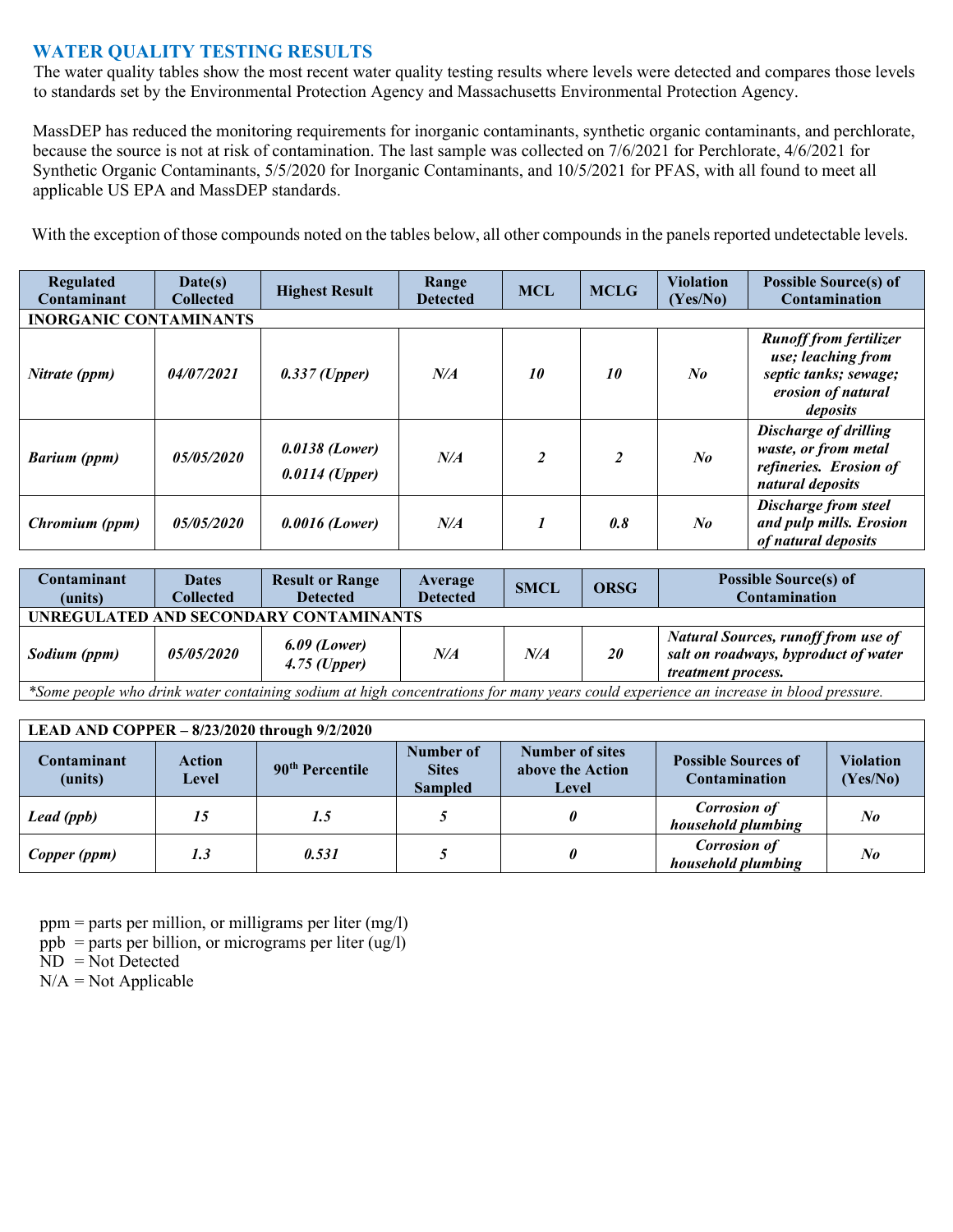## WATER QUALITY TESTING RESULTS

The water quality tables show the most recent water quality testing results where levels were detected and compares those levels to standards set by the Environmental Protection Agency and Massachusetts Environmental Protection Agency.

MassDEP has reduced the monitoring requirements for inorganic contaminants, synthetic organic contaminants, and perchlorate, because the source is not at risk of contamination. The last sample was collected on 7/6/2021 for Perchlorate, 4/6/2021 for Synthetic Organic Contaminants, 5/5/2020 for Inorganic Contaminants, and 10/5/2021 for PFAS, with all found to meet all applicable US EPA and MassDEP standards.

With the exception of those compounds noted on the tables below, all other compounds in the panels reported undetectable levels.

| Regulated Contaminant | Date(s) Collected | Highest Result | Range Detected | MCL | MCLG | Violation (Yes/No) | Possible Source(s) of Contamination |
|---|---|---|---|---|---|---|---|
| **INORGANIC CONTAMINANTS** | | | | | | | |
| ***Nitrate (ppm)*** | ***04/07/2021*** | ***0.337 (Upper)*** | ***N/A*** | ***10*** | ***10*** | ***No*** | ***Runoff from fertilizer use; leaching from septic tanks; sewage; erosion of natural deposits*** |
| ***Barium (ppm)*** | ***05/05/2020*** | ***0.0138 (Lower)<br>0.0114 (Upper)*** | ***N/A*** | ***2*** | ***2*** | ***No*** | ***Discharge of drilling waste, or from metal refineries. Erosion of natural deposits*** |
| ***Chromium (ppm)*** | ***05/05/2020*** | ***0.0016 (Lower)*** | ***N/A*** | ***1*** | ***0.8*** | ***No*** | ***Discharge from steel and pulp mills. Erosion of natural deposits*** |

| Contaminant (units) | Dates Collected | Result or Range Detected | Average Detected | SMCL | ORSG | Possible Source(s) of Contamination |
|---|---|---|---|---|---|---|
| **UNREGULATED AND SECONDARY CONTAMINANTS** | | | | | | |
| ***Sodium (ppm)*** | ***05/05/2020*** | ***6.09 (Lower)<br>4.75 (Upper)*** | ***N/A*** | ***N/A*** | ***20*** | ***Natural Sources, runoff from use of salt on roadways, byproduct of water treatment process.*** |

**Some people who drink water containing sodium at high concentrations for many years could experience an increase in blood pressure.*

| LEAD AND COPPER – 8/23/2020 through 9/2/2020 | | | | | | |
|---|---|---|---|---|---|---|
| **Contaminant (units)** | **Action Level** | **90th Percentile** | **Number of Sites Sampled** | **Number of sites above the Action Level** | **Possible Sources of Contamination** | **Violation (Yes/No)** |
| ***Lead (ppb)*** | ***15*** | ***1.5*** | ***5*** | ***0*** | ***Corrosion of household plumbing*** | ***No*** |
| ***Copper (ppm)*** | ***1.3*** | ***0.531*** | ***5*** | ***0*** | ***Corrosion of household plumbing*** | ***No*** |

ppm = parts per million, or milligrams per liter (mg/l)
ppb = parts per billion, or micrograms per liter (ug/l)
ND = Not Detected
N/A = Not Applicable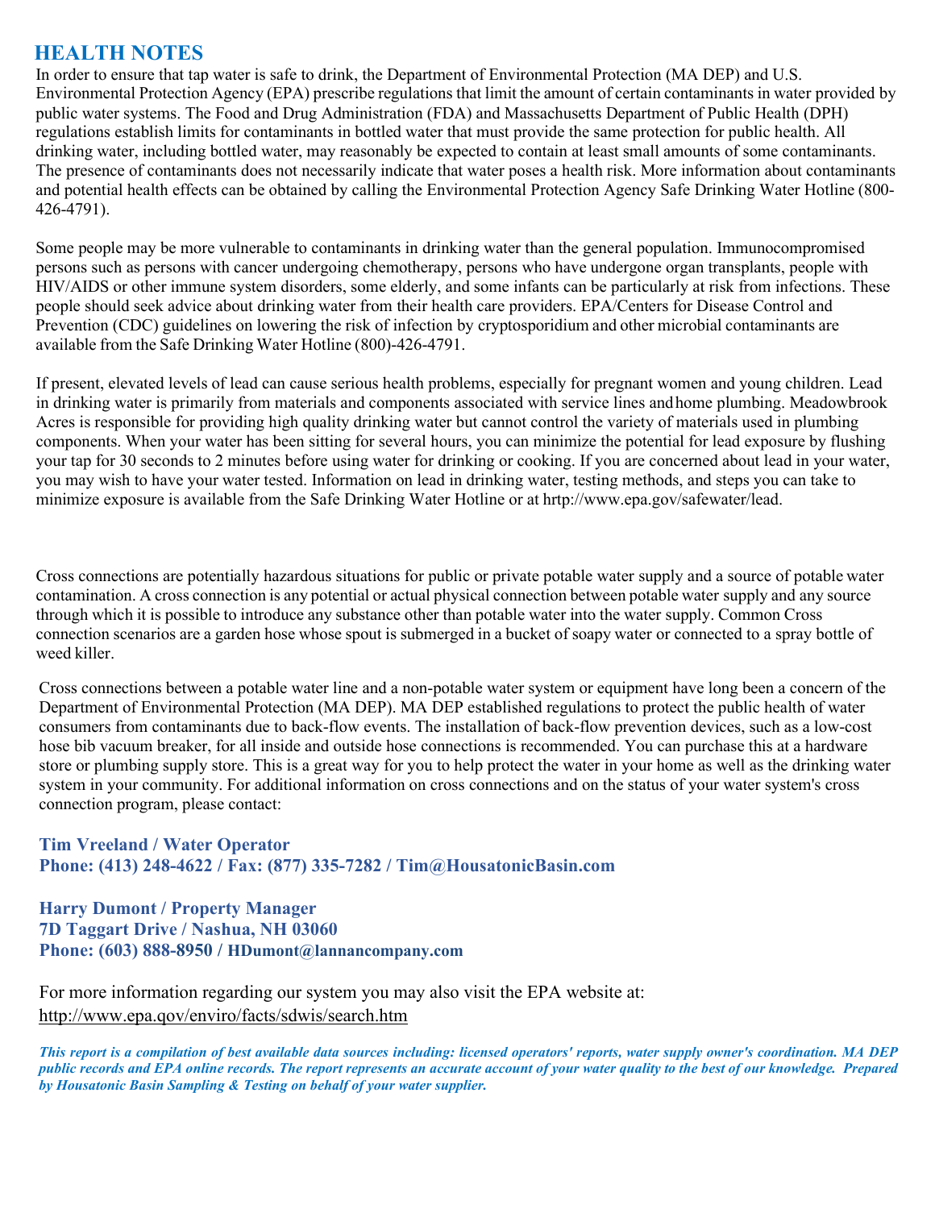## HEALTH NOTES

In order to ensure that tap water is safe to drink, the Department of Environmental Protection (MA DEP) and U.S. Environmental Protection Agency (EPA) prescribe regulations that limit the amount of certain contaminants in water provided by public water systems. The Food and Drug Administration (FDA) and Massachusetts Department of Public Health (DPH) regulations establish limits for contaminants in bottled water that must provide the same protection for public health. All drinking water, including bottled water, may reasonably be expected to contain at least small amounts of some contaminants. The presence of contaminants does not necessarily indicate that water poses a health risk. More information about contaminants and potential health effects can be obtained by calling the Environmental Protection Agency Safe Drinking Water Hotline (800-426-4791).

Some people may be more vulnerable to contaminants in drinking water than the general population. Immunocompromised persons such as persons with cancer undergoing chemotherapy, persons who have undergone organ transplants, people with HIV/AIDS or other immune system disorders, some elderly, and some infants can be particularly at risk from infections. These people should seek advice about drinking water from their health care providers. EPA/Centers for Disease Control and Prevention (CDC) guidelines on lowering the risk of infection by cryptosporidium and other microbial contaminants are available from the Safe Drinking Water Hotline (800)-426-4791.

If present, elevated levels of lead can cause serious health problems, especially for pregnant women and young children. Lead in drinking water is primarily from materials and components associated with service lines and home plumbing. Meadowbrook Acres is responsible for providing high quality drinking water but cannot control the variety of materials used in plumbing components. When your water has been sitting for several hours, you can minimize the potential for lead exposure by flushing your tap for 30 seconds to 2 minutes before using water for drinking or cooking. If you are concerned about lead in your water, you may wish to have your water tested. Information on lead in drinking water, testing methods, and steps you can take to minimize exposure is available from the Safe Drinking Water Hotline or at hrtp://www.epa.gov/safewater/lead.

Cross connections are potentially hazardous situations for public or private potable water supply and a source of potable water contamination. A cross connection is any potential or actual physical connection between potable water supply and any source through which it is possible to introduce any substance other than potable water into the water supply. Common Cross connection scenarios are a garden hose whose spout is submerged in a bucket of soapy water or connected to a spray bottle of weed killer.

Cross connections between a potable water line and a non-potable water system or equipment have long been a concern of the Department of Environmental Protection (MA DEP). MA DEP established regulations to protect the public health of water consumers from contaminants due to back-flow events. The installation of back-flow prevention devices, such as a low-cost hose bib vacuum breaker, for all inside and outside hose connections is recommended. You can purchase this at a hardware store or plumbing supply store. This is a great way for you to help protect the water in your home as well as the drinking water system in your community. For additional information on cross connections and on the status of your water system's cross connection program, please contact:

**Tim Vreeland / Water Operator**
**Phone: (413) 248-4622 / Fax: (877) 335-7282 / Tim@HousatonicBasin.com**

**Harry Dumont / Property Manager**
**7D Taggart Drive / Nashua, NH 03060**
**Phone: (603) 888-8950 / HDumont@lannancompany.com**

For more information regarding our system you may also visit the EPA website at:
http://www.epa.qov/enviro/facts/sdwis/search.htm

***This report is a compilation of best available data sources including: licensed operators' reports, water supply owner's coordination. MA DEP public records and EPA online records. The report represents an accurate account of your water quality to the best of our knowledge. Prepared by Housatonic Basin Sampling & Testing on behalf of your water supplier.***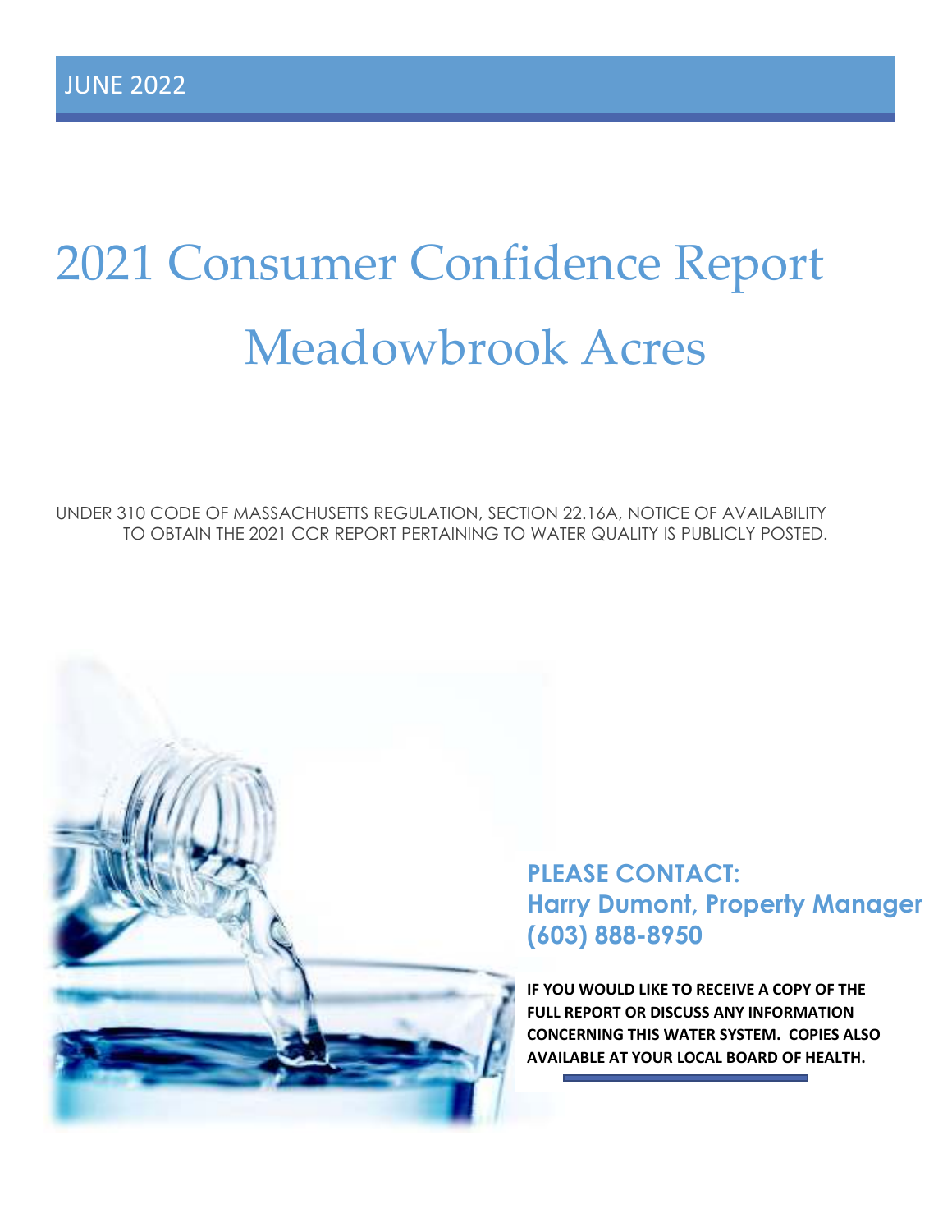JUNE 2022

# 2021 Consumer Confidence Report

# Meadowbrook Acres

UNDER 310 CODE OF MASSACHUSETTS REGULATION, SECTION 22.16A, NOTICE OF AVAILABILITY TO OBTAIN THE 2021 CCR REPORT PERTAINING TO WATER QUALITY IS PUBLICLY POSTED.

**PLEASE CONTACT:**
**Harry Dumont, Property Manager**
**(603) 888-8950**

**IF YOU WOULD LIKE TO RECEIVE A COPY OF THE FULL REPORT OR DISCUSS ANY INFORMATION CONCERNING THIS WATER SYSTEM. COPIES ALSO AVAILABLE AT YOUR LOCAL BOARD OF HEALTH.**